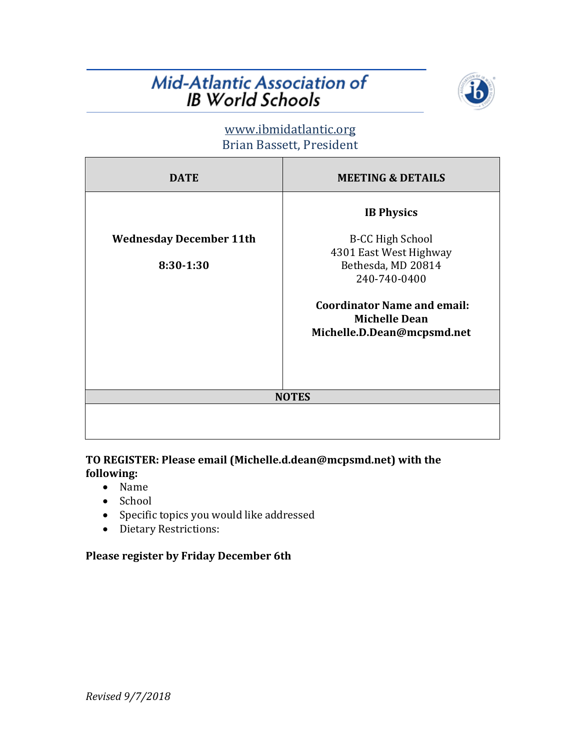# Mid-Atlantic Association of IB World Schools

www.ibmidatlantic.org
Brian Bassett, President

| DATE | MEETING & DETAILS |
|---|---|
| **Wednesday December 11th**<br><br>**8:30-1:30** | **IB Physics**<br><br>B-CC High School<br>4301 East West Highway<br>Bethesda, MD 20814<br>240-740-0400<br><br>**Coordinator Name and email:**<br>**Michelle Dean**<br>**Michelle.D.Dean@mcpsmd.net** |
| **NOTES** | |
| | |

**TO REGISTER: Please email (Michelle.d.dean@mcpsmd.net) with the following:**

- Name
- School
- Specific topics you would like addressed
- Dietary Restrictions:

**Please register by Friday December 6th**

*Revised 9/7/2018*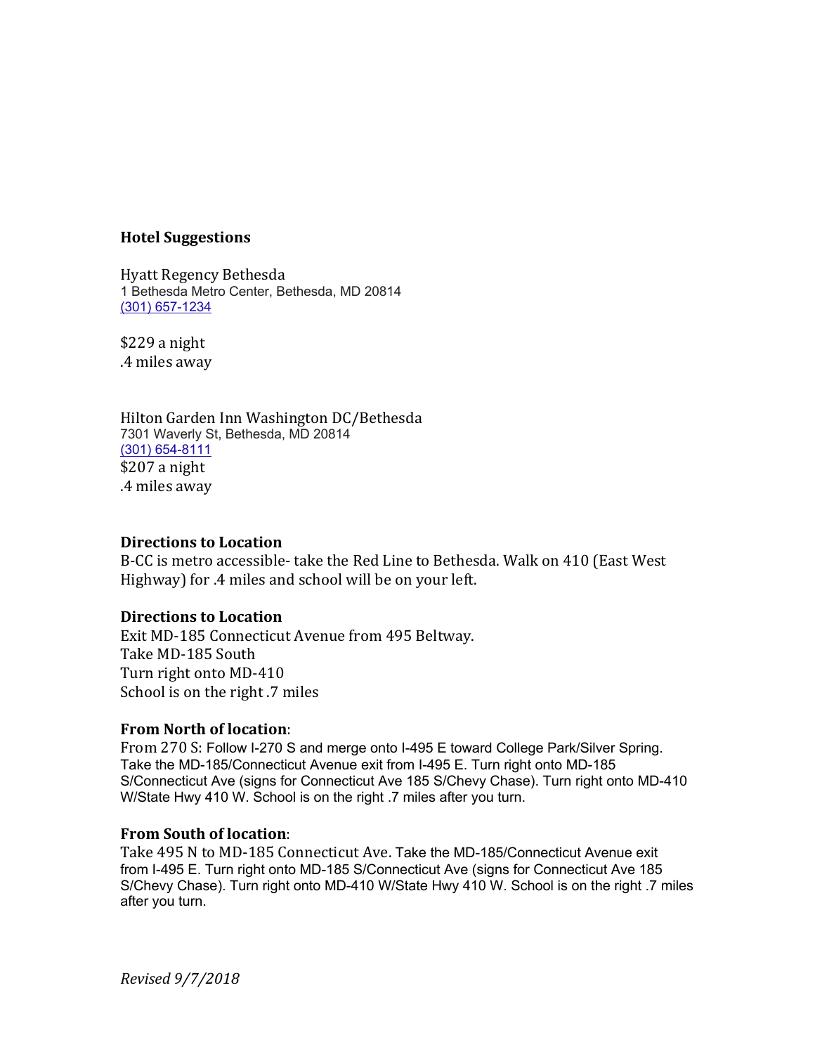## Hotel Suggestions

Hyatt Regency Bethesda
1 Bethesda Metro Center, Bethesda, MD 20814
(301) 657-1234

$229 a night
.4 miles away

Hilton Garden Inn Washington DC/Bethesda
7301 Waverly St, Bethesda, MD 20814
(301) 654-8111
$207 a night
.4 miles away

## Directions to Location

B-CC is metro accessible- take the Red Line to Bethesda. Walk on 410 (East West Highway) for .4 miles and school will be on your left.

## Directions to Location

Exit MD-185 Connecticut Avenue from 495 Beltway.
Take MD-185 South
Turn right onto MD-410
School is on the right .7 miles

**From North of location**:
From 270 S: Follow I-270 S and merge onto I-495 E toward College Park/Silver Spring. Take the MD-185/Connecticut Avenue exit from I-495 E. Turn right onto MD-185 S/Connecticut Ave (signs for Connecticut Ave 185 S/Chevy Chase). Turn right onto MD-410 W/State Hwy 410 W. School is on the right .7 miles after you turn.

**From South of location**:
Take 495 N to MD-185 Connecticut Ave. Take the MD-185/Connecticut Avenue exit from I-495 E. Turn right onto MD-185 S/Connecticut Ave (signs for Connecticut Ave 185 S/Chevy Chase). Turn right onto MD-410 W/State Hwy 410 W. School is on the right .7 miles after you turn.

*Revised 9/7/2018*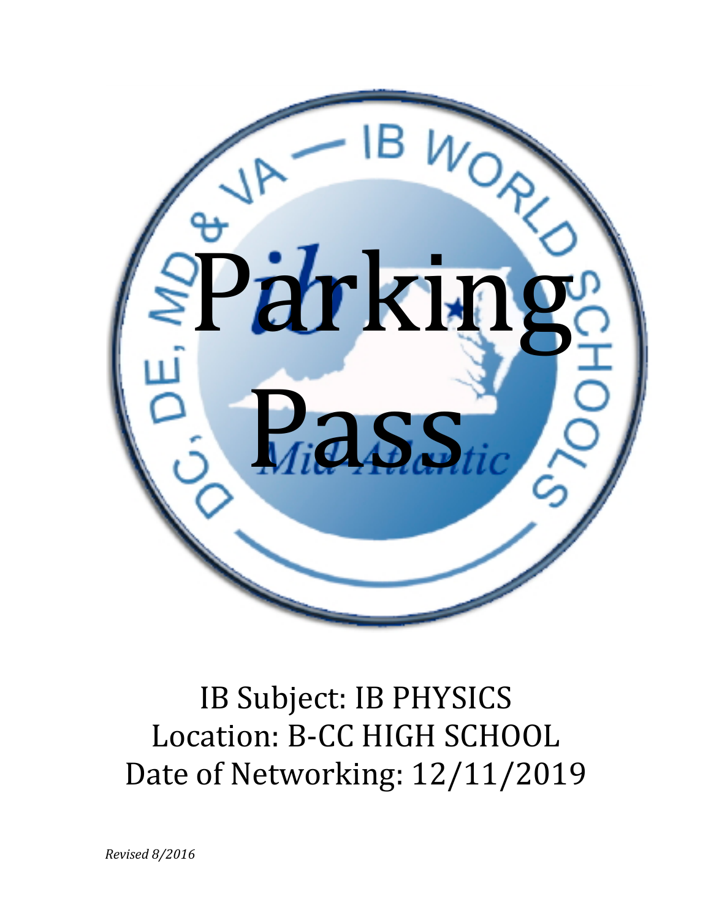# Parking Pass

IB Subject: IB PHYSICS

Location: B-CC HIGH SCHOOL

Date of Networking: 12/11/2019

*Revised 8/2016*